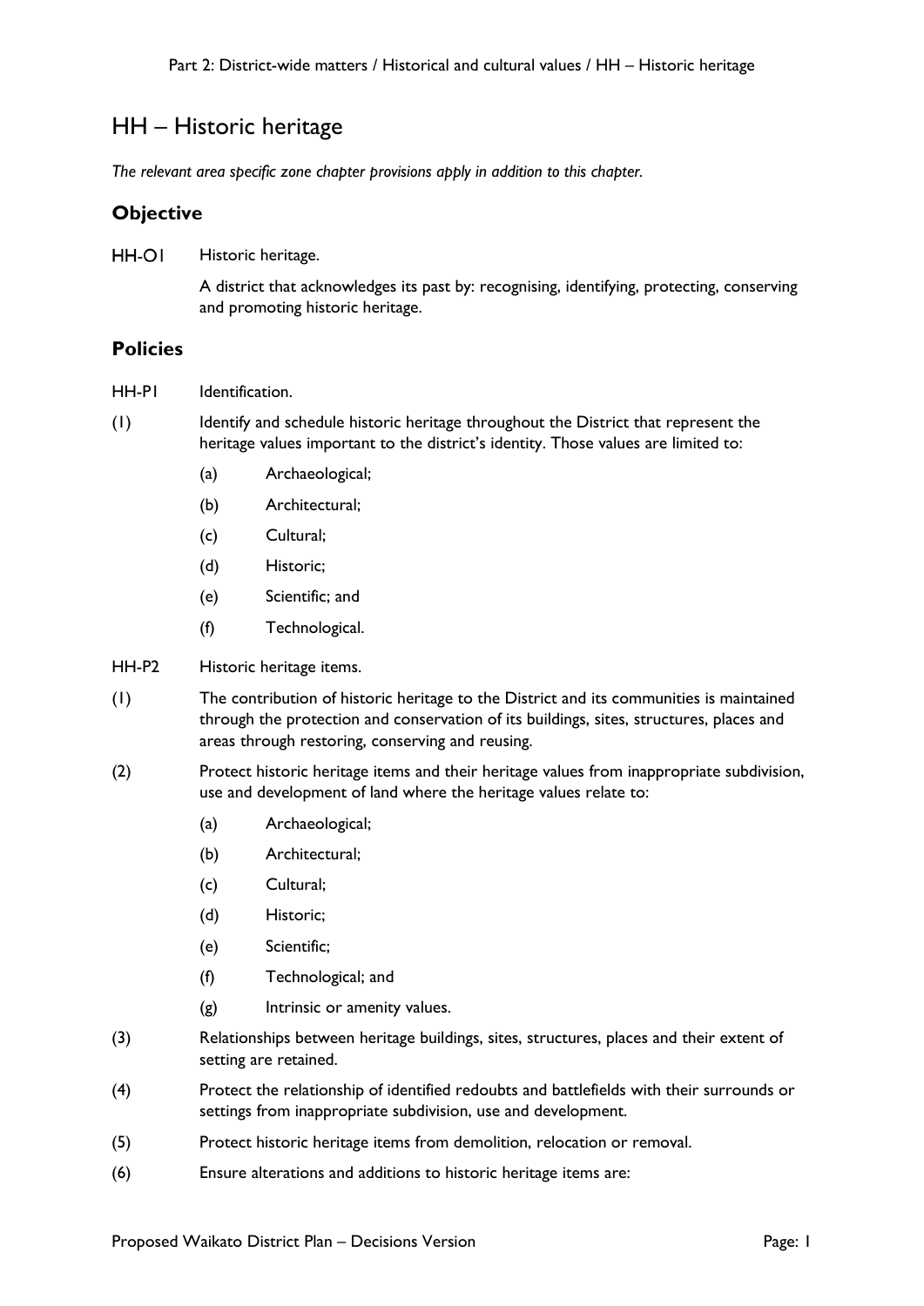# HH – Historic heritage

*The relevant area specific zone chapter provisions apply in addition to this chapter.*

## Objective

HH-O1 Historic heritage.

A district that acknowledges its past by: recognising, identifying, protecting, conserving and promoting historic heritage.

## Policies

HH-P1 Identification.

(1) Identify and schedule historic heritage throughout the District that represent the heritage values important to the district's identity. Those values are limited to:

- (a) Archaeological;
- (b) Architectural;
- (c) Cultural;
- (d) Historic;
- (e) Scientific; and
- (f) Technological.

HH-P2 Historic heritage items.

(1) The contribution of historic heritage to the District and its communities is maintained through the protection and conservation of its buildings, sites, structures, places and areas through restoring, conserving and reusing.

(2) Protect historic heritage items and their heritage values from inappropriate subdivision, use and development of land where the heritage values relate to:

- (a) Archaeological;
- (b) Architectural;
- (c) Cultural;
- (d) Historic;
- (e) Scientific;
- (f) Technological; and
- (g) Intrinsic or amenity values.

(3) Relationships between heritage buildings, sites, structures, places and their extent of setting are retained.

(4) Protect the relationship of identified redoubts and battlefields with their surrounds or settings from inappropriate subdivision, use and development.

(5) Protect historic heritage items from demolition, relocation or removal.

(6) Ensure alterations and additions to historic heritage items are: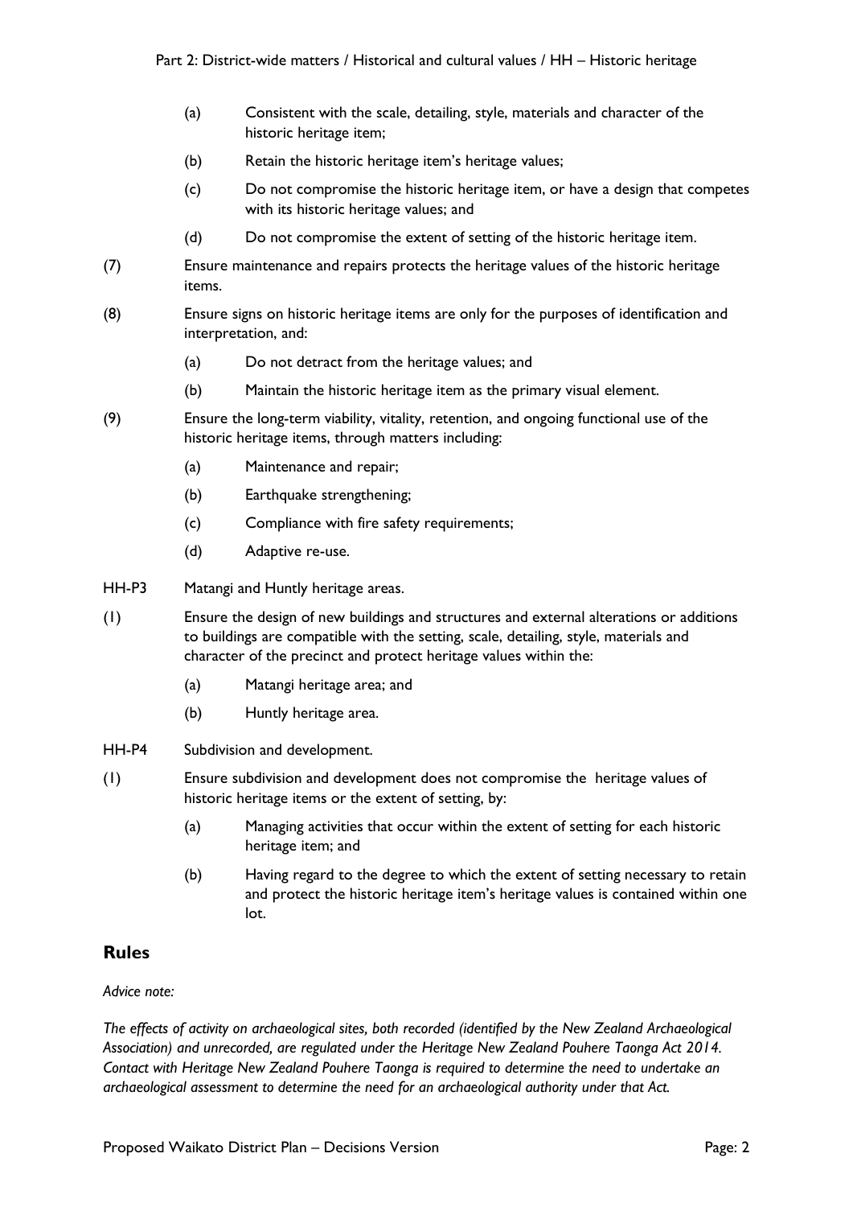(a) Consistent with the scale, detailing, style, materials and character of the historic heritage item;

(b) Retain the historic heritage item's heritage values;

(c) Do not compromise the historic heritage item, or have a design that competes with its historic heritage values; and

(d) Do not compromise the extent of setting of the historic heritage item.

(7) Ensure maintenance and repairs protects the heritage values of the historic heritage items.

(8) Ensure signs on historic heritage items are only for the purposes of identification and interpretation, and:

(a) Do not detract from the heritage values; and

(b) Maintain the historic heritage item as the primary visual element.

(9) Ensure the long-term viability, vitality, retention, and ongoing functional use of the historic heritage items, through matters including:

(a) Maintenance and repair;

(b) Earthquake strengthening;

(c) Compliance with fire safety requirements;

(d) Adaptive re-use.

HH-P3 Matangi and Huntly heritage areas.

(1) Ensure the design of new buildings and structures and external alterations or additions to buildings are compatible with the setting, scale, detailing, style, materials and character of the precinct and protect heritage values within the:

(a) Matangi heritage area; and

(b) Huntly heritage area.

HH-P4 Subdivision and development.

(1) Ensure subdivision and development does not compromise the heritage values of historic heritage items or the extent of setting, by:

(a) Managing activities that occur within the extent of setting for each historic heritage item; and

(b) Having regard to the degree to which the extent of setting necessary to retain and protect the historic heritage item's heritage values is contained within one lot.

## Rules

*Advice note:*

*The effects of activity on archaeological sites, both recorded (identified by the New Zealand Archaeological Association) and unrecorded, are regulated under the Heritage New Zealand Pouhere Taonga Act 2014. Contact with Heritage New Zealand Pouhere Taonga is required to determine the need to undertake an archaeological assessment to determine the need for an archaeological authority under that Act.*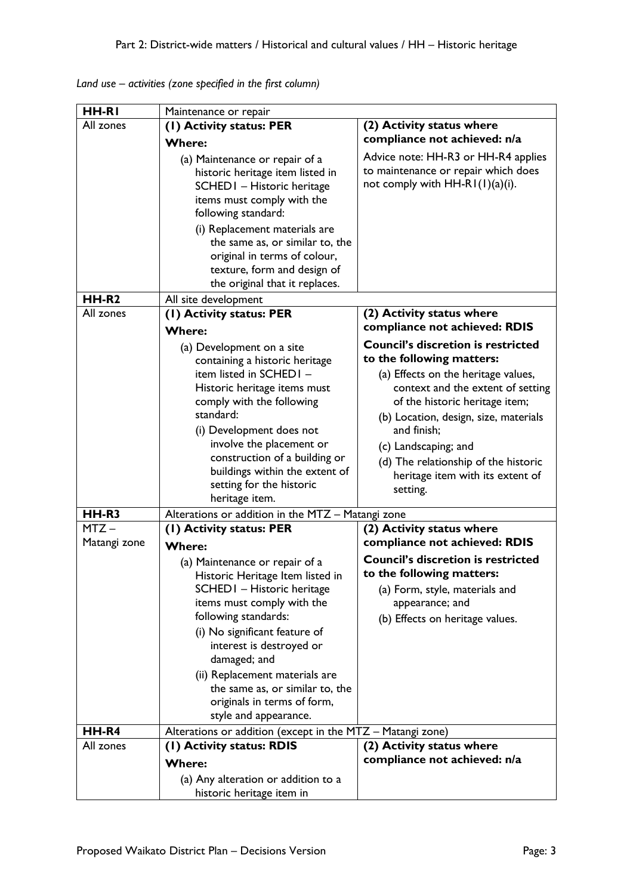*Land use – activities (zone specified in the first column)*

| HH-R1 | Maintenance or repair | |
|---|---|---|
| All zones | **(1) Activity status: PER**<br>**Where:**<br>(a) Maintenance or repair of a historic heritage item listed in SCHED1 – Historic heritage items must comply with the following standard:<br>(i) Replacement materials are the same as, or similar to, the original in terms of colour, texture, form and design of the original that it replaces. | **(2) Activity status where compliance not achieved: n/a**<br>Advice note: HH-R3 or HH-R4 applies to maintenance or repair which does not comply with HH-R1(1)(a)(i). |
| **HH-R2** | All site development | |
| All zones | **(1) Activity status: PER**<br>**Where:**<br>(a) Development on a site containing a historic heritage item listed in SCHED1 – Historic heritage items must comply with the following standard:<br>(i) Development does not involve the placement or construction of a building or buildings within the extent of setting for the historic heritage item. | **(2) Activity status where compliance not achieved: RDIS**<br>**Council's discretion is restricted to the following matters:**<br>(a) Effects on the heritage values, context and the extent of setting of the historic heritage item;<br>(b) Location, design, size, materials and finish;<br>(c) Landscaping; and<br>(d) The relationship of the historic heritage item with its extent of setting. |
| **HH-R3** | Alterations or addition in the MTZ – Matangi zone | |
| MTZ – Matangi zone | **(1) Activity status: PER**<br>**Where:**<br>(a) Maintenance or repair of a Historic Heritage Item listed in SCHED1 – Historic heritage items must comply with the following standards:<br>(i) No significant feature of interest is destroyed or damaged; and<br>(ii) Replacement materials are the same as, or similar to, the originals in terms of form, style and appearance. | **(2) Activity status where compliance not achieved: RDIS**<br>**Council's discretion is restricted to the following matters:**<br>(a) Form, style, materials and appearance; and<br>(b) Effects on heritage values. |
| **HH-R4** | Alterations or addition (except in the MTZ – Matangi zone) | |
| All zones | **(1) Activity status: RDIS**<br>**Where:**<br>(a) Any alteration or addition to a historic heritage item in | **(2) Activity status where compliance not achieved: n/a** |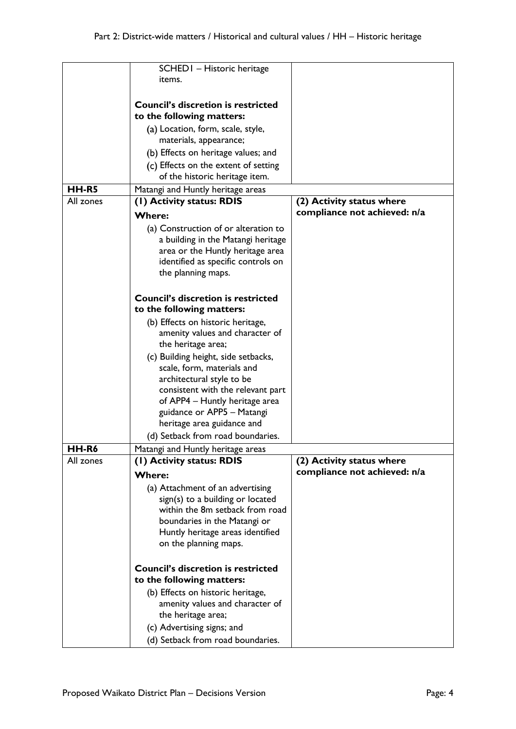| | | |
|---|---|---|
| | SCHED1 – Historic heritage items.<br><br>**Council's discretion is restricted to the following matters:**<br>(a) Location, form, scale, style, materials, appearance;<br>(b) Effects on heritage values; and<br>(c) Effects on the extent of setting of the historic heritage item. | |
| **HH-R5** | Matangi and Huntly heritage areas | |
| All zones | **(1) Activity status: RDIS**<br>**Where:**<br>(a) Construction of or alteration to a building in the Matangi heritage area or the Huntly heritage area identified as specific controls on the planning maps.<br><br>**Council's discretion is restricted to the following matters:**<br>(b) Effects on historic heritage, amenity values and character of the heritage area;<br>(c) Building height, side setbacks, scale, form, materials and architectural style to be consistent with the relevant part of APP4 – Huntly heritage area guidance or APP5 – Matangi heritage area guidance and<br>(d) Setback from road boundaries. | **(2) Activity status where compliance not achieved: n/a** |
| **HH-R6** | Matangi and Huntly heritage areas | |
| All zones | **(1) Activity status: RDIS**<br>**Where:**<br>(a) Attachment of an advertising sign(s) to a building or located within the 8m setback from road boundaries in the Matangi or Huntly heritage areas identified on the planning maps.<br><br>**Council's discretion is restricted to the following matters:**<br>(b) Effects on historic heritage, amenity values and character of the heritage area;<br>(c) Advertising signs; and<br>(d) Setback from road boundaries. | **(2) Activity status where compliance not achieved: n/a** |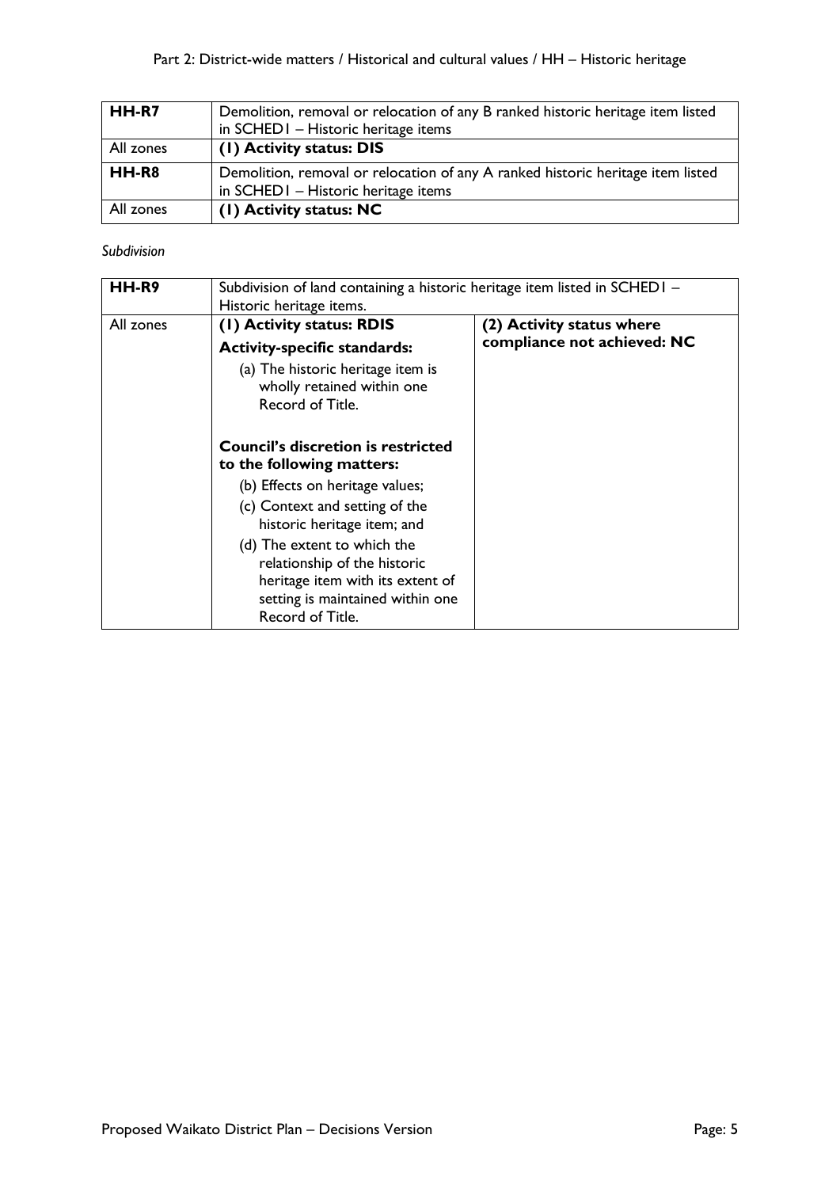| | |
|---|---|
| **HH-R7** | Demolition, removal or relocation of any B ranked historic heritage item listed in SCHED1 – Historic heritage items |
| All zones | **(1) Activity status: DIS** |
| **HH-R8** | Demolition, removal or relocation of any A ranked historic heritage item listed in SCHED1 – Historic heritage items |
| All zones | **(1) Activity status: NC** |

*Subdivision*

| | | |
|---|---|---|
| **HH-R9** | Subdivision of land containing a historic heritage item listed in SCHED1 – Historic heritage items. | |
| All zones | **(1) Activity status: RDIS**<br><br>**Activity-specific standards:**<br>(a) The historic heritage item is wholly retained within one Record of Title.<br><br>**Council's discretion is restricted to the following matters:**<br>(b) Effects on heritage values;<br>(c) Context and setting of the historic heritage item; and<br>(d) The extent to which the relationship of the historic heritage item with its extent of setting is maintained within one Record of Title. | **(2) Activity status where compliance not achieved: NC** |